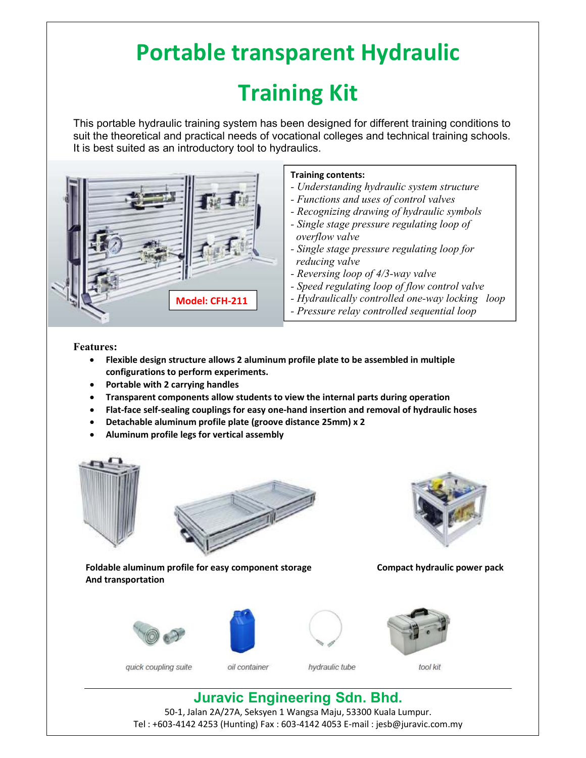# Portable transparent Hydraulic Training Kit

This portable hydraulic training system has been designed for different training conditions to suit the theoretical and practical needs of vocational colleges and technical training schools. It is best suited as an introductory tool to hydraulics.

**Model: CFH-211**

**Training contents:**

- *Understanding hydraulic system structure*
- *Functions and uses of control valves*
- *Recognizing drawing of hydraulic symbols*
- *Single stage pressure regulating loop of overflow valve*
- *Single stage pressure regulating loop for reducing valve*
- *Reversing loop of 4/3-way valve*
- *Speed regulating loop of flow control valve*
- *Hydraulically controlled one-way locking loop*
- *Pressure relay controlled sequential loop*

**Features:**

- **Flexible design structure allows 2 aluminum profile plate to be assembled in multiple configurations to perform experiments.**
- **Portable with 2 carrying handles**
- **Transparent components allow students to view the internal parts during operation**
- **Flat-face self-sealing couplings for easy one-hand insertion and removal of hydraulic hoses**
- **Detachable aluminum profile plate (groove distance 25mm) x 2**
- **Aluminum profile legs for vertical assembly**

**Foldable aluminum profile for easy component storage And transportation**

**Compact hydraulic power pack**

quick coupling suite

oil container

hydraulic tube

tool kit

## Juravic Engineering Sdn. Bhd.

50-1, Jalan 2A/27A, Seksyen 1 Wangsa Maju, 53300 Kuala Lumpur.
Tel : +603-4142 4253 (Hunting) Fax : 603-4142 4053 E-mail : jesb@juravic.com.my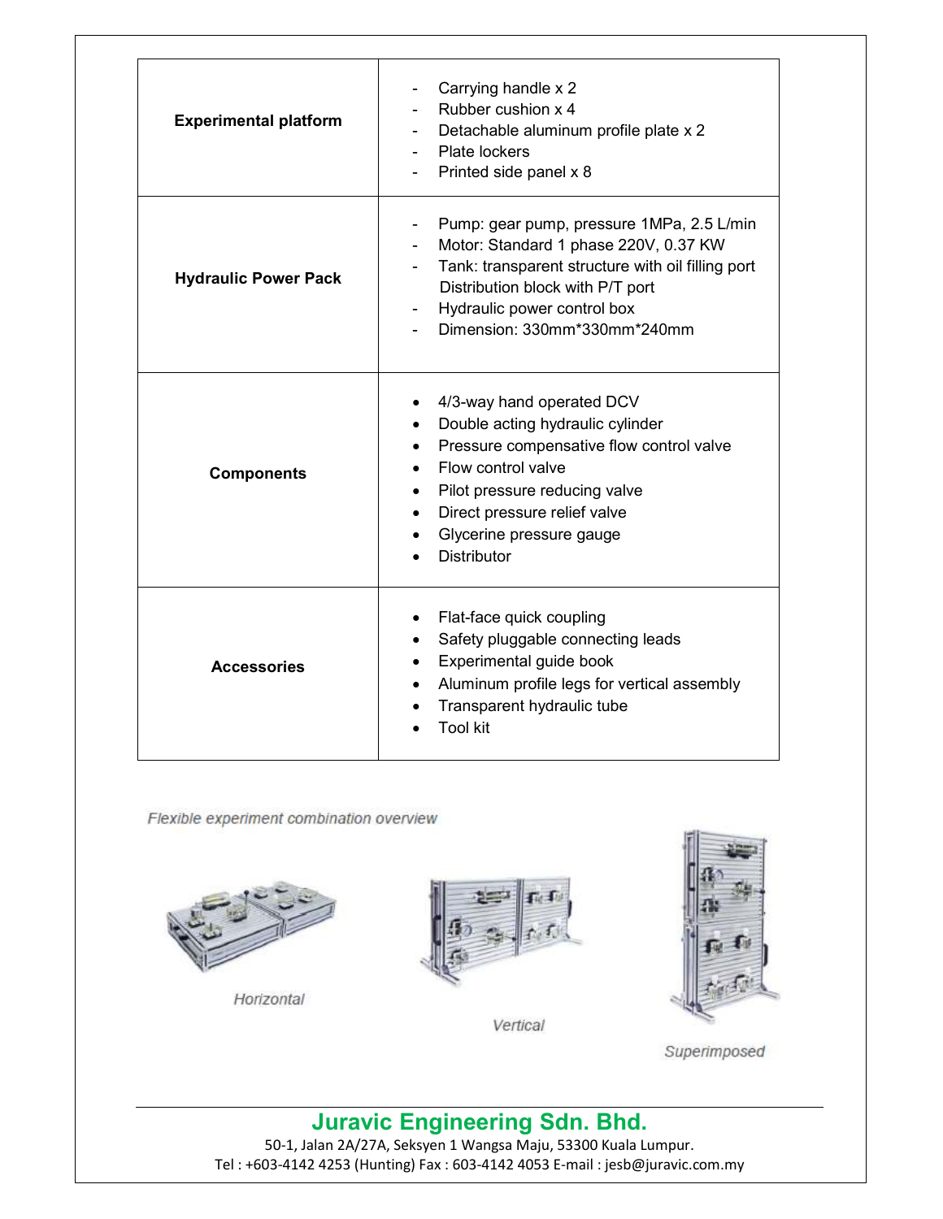| | |
|---|---|
| **Experimental platform** | - Carrying handle x 2<br>- Rubber cushion x 4<br>- Detachable aluminum profile plate x 2<br>- Plate lockers<br>- Printed side panel x 8 |
| **Hydraulic Power Pack** | - Pump: gear pump, pressure 1MPa, 2.5 L/min<br>- Motor: Standard 1 phase 220V, 0.37 KW<br>- Tank: transparent structure with oil filling port Distribution block with P/T port<br>- Hydraulic power control box<br>- Dimension: 330mm*330mm*240mm |
| **Components** | • 4/3-way hand operated DCV<br>• Double acting hydraulic cylinder<br>• Pressure compensative flow control valve<br>• Flow control valve<br>• Pilot pressure reducing valve<br>• Direct pressure relief valve<br>• Glycerine pressure gauge<br>• Distributor |
| **Accessories** | • Flat-face quick coupling<br>• Safety pluggable connecting leads<br>• Experimental guide book<br>• Aluminum profile legs for vertical assembly<br>• Transparent hydraulic tube<br>• Tool kit |

*Flexible experiment combination overview*

*Horizontal*

*Vertical*

*Superimposed*

**Juravic Engineering Sdn. Bhd.**

50-1, Jalan 2A/27A, Seksyen 1 Wangsa Maju, 53300 Kuala Lumpur.
Tel : +603-4142 4253 (Hunting) Fax : 603-4142 4053 E-mail : jesb@juravic.com.my